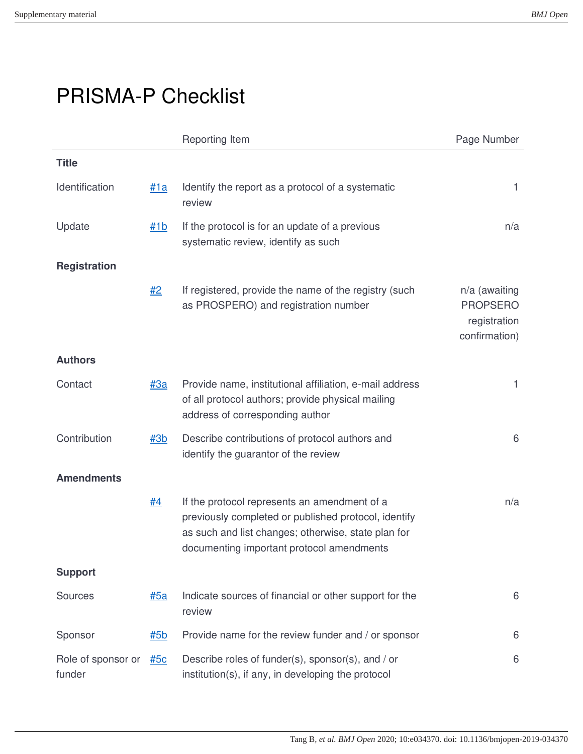# PRISMA-P Checklist

| | | Reporting Item | Page Number |
|---|---|---|---|
| **Title** | | | |
| Identification | #1a | Identify the report as a protocol of a systematic review | 1 |
| Update | #1b | If the protocol is for an update of a previous systematic review, identify as such | n/a |
| **Registration** | | | |
| | #2 | If registered, provide the name of the registry (such as PROSPERO) and registration number | n/a (awaiting PROPSERO registration confirmation) |
| **Authors** | | | |
| Contact | #3a | Provide name, institutional affiliation, e-mail address of all protocol authors; provide physical mailing address of corresponding author | 1 |
| Contribution | #3b | Describe contributions of protocol authors and identify the guarantor of the review | 6 |
| **Amendments** | | | |
| | #4 | If the protocol represents an amendment of a previously completed or published protocol, identify as such and list changes; otherwise, state plan for documenting important protocol amendments | n/a |
| **Support** | | | |
| Sources | #5a | Indicate sources of financial or other support for the review | 6 |
| Sponsor | #5b | Provide name for the review funder and / or sponsor | 6 |
| Role of sponsor or funder | #5c | Describe roles of funder(s), sponsor(s), and / or institution(s), if any, in developing the protocol | 6 |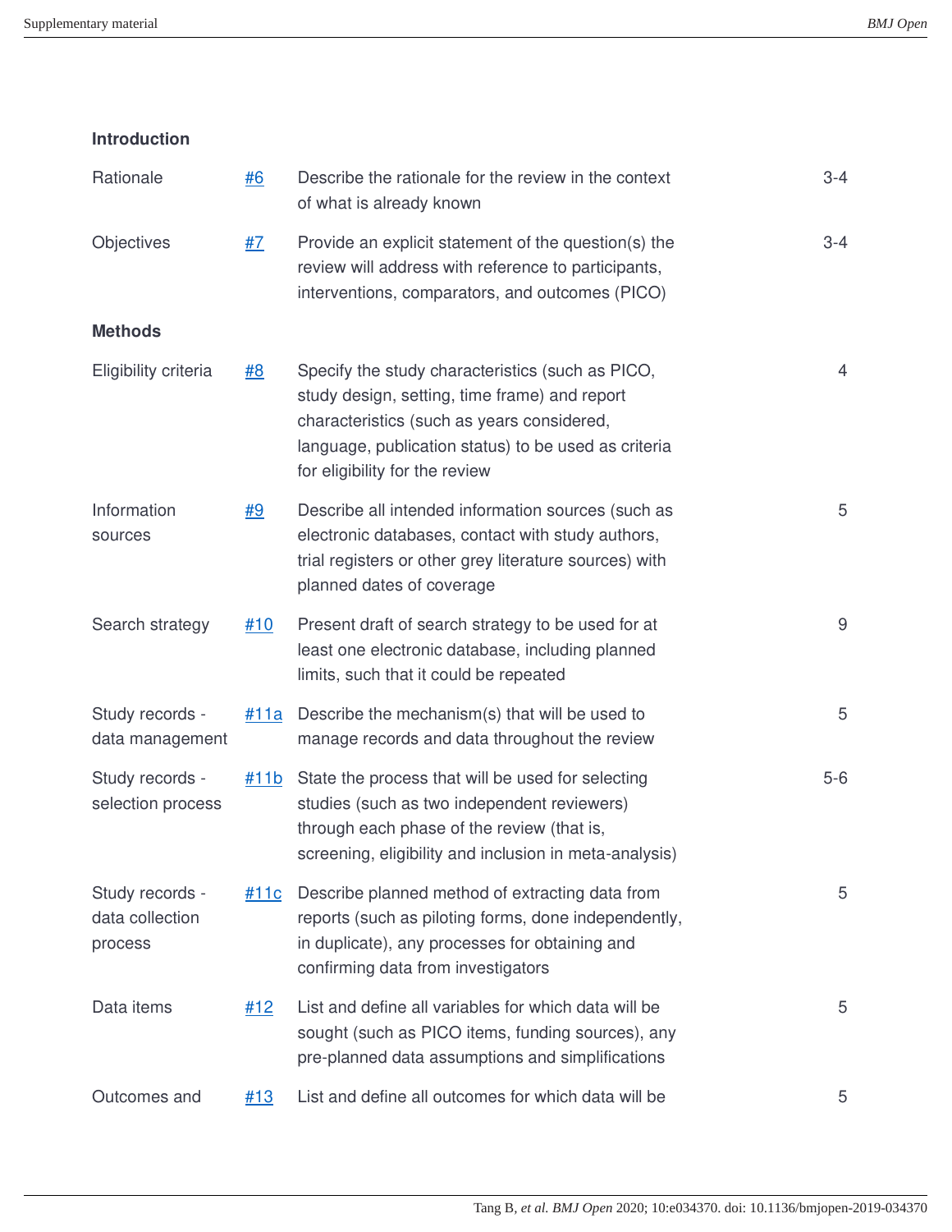| | | | |
|---|---|---|---|
| **Introduction** | | | |
| Rationale | #6 | Describe the rationale for the review in the context of what is already known | 3-4 |
| Objectives | #7 | Provide an explicit statement of the question(s) the review will address with reference to participants, interventions, comparators, and outcomes (PICO) | 3-4 |
| **Methods** | | | |
| Eligibility criteria | #8 | Specify the study characteristics (such as PICO, study design, setting, time frame) and report characteristics (such as years considered, language, publication status) to be used as criteria for eligibility for the review | 4 |
| Information sources | #9 | Describe all intended information sources (such as electronic databases, contact with study authors, trial registers or other grey literature sources) with planned dates of coverage | 5 |
| Search strategy | #10 | Present draft of search strategy to be used for at least one electronic database, including planned limits, such that it could be repeated | 9 |
| Study records - data management | #11a | Describe the mechanism(s) that will be used to manage records and data throughout the review | 5 |
| Study records - selection process | #11b | State the process that will be used for selecting studies (such as two independent reviewers) through each phase of the review (that is, screening, eligibility and inclusion in meta-analysis) | 5-6 |
| Study records - data collection process | #11c | Describe planned method of extracting data from reports (such as piloting forms, done independently, in duplicate), any processes for obtaining and confirming data from investigators | 5 |
| Data items | #12 | List and define all variables for which data will be sought (such as PICO items, funding sources), any pre-planned data assumptions and simplifications | 5 |
| Outcomes and | #13 | List and define all outcomes for which data will be | 5 |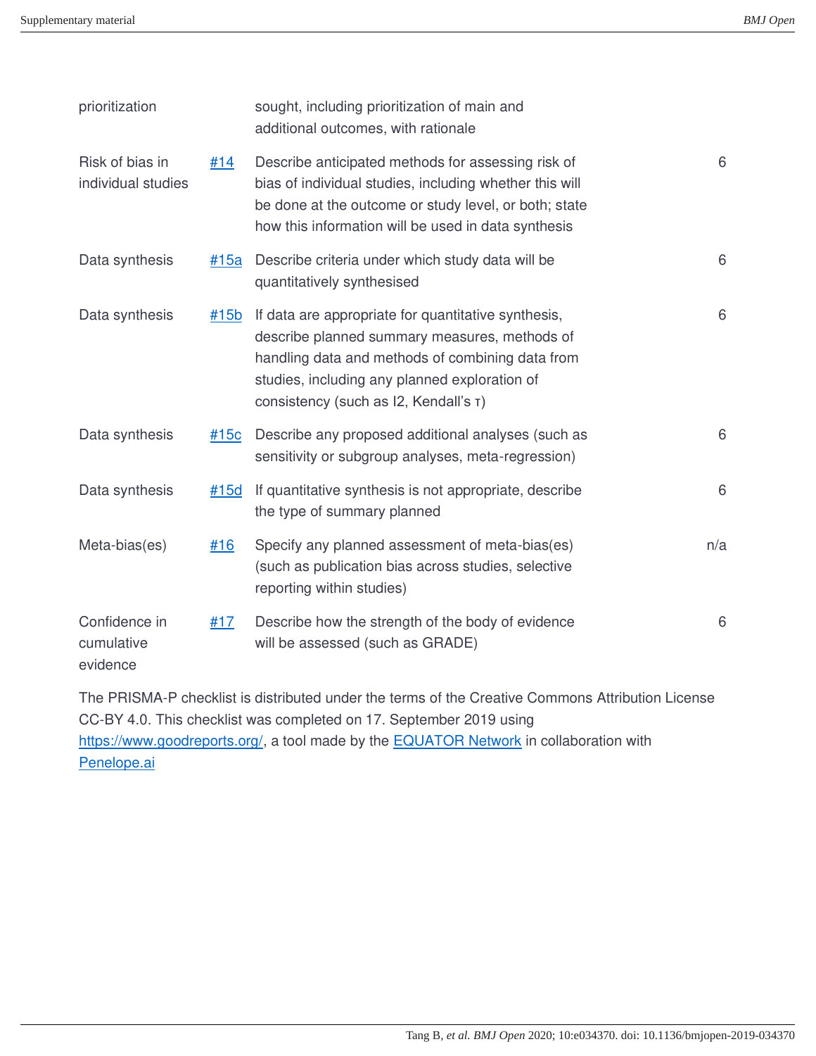| | | | |
|---|---|---|---|
| prioritization | | sought, including prioritization of main and additional outcomes, with rationale | |
| Risk of bias in individual studies | #14 | Describe anticipated methods for assessing risk of bias of individual studies, including whether this will be done at the outcome or study level, or both; state how this information will be used in data synthesis | 6 |
| Data synthesis | #15a | Describe criteria under which study data will be quantitatively synthesised | 6 |
| Data synthesis | #15b | If data are appropriate for quantitative synthesis, describe planned summary measures, methods of handling data and methods of combining data from studies, including any planned exploration of consistency (such as I2, Kendall's τ) | 6 |
| Data synthesis | #15c | Describe any proposed additional analyses (such as sensitivity or subgroup analyses, meta-regression) | 6 |
| Data synthesis | #15d | If quantitative synthesis is not appropriate, describe the type of summary planned | 6 |
| Meta-bias(es) | #16 | Specify any planned assessment of meta-bias(es) (such as publication bias across studies, selective reporting within studies) | n/a |
| Confidence in cumulative evidence | #17 | Describe how the strength of the body of evidence will be assessed (such as GRADE) | 6 |

The PRISMA-P checklist is distributed under the terms of the Creative Commons Attribution License CC-BY 4.0. This checklist was completed on 17. September 2019 using https://www.goodreports.org/, a tool made by the EQUATOR Network in collaboration with Penelope.ai